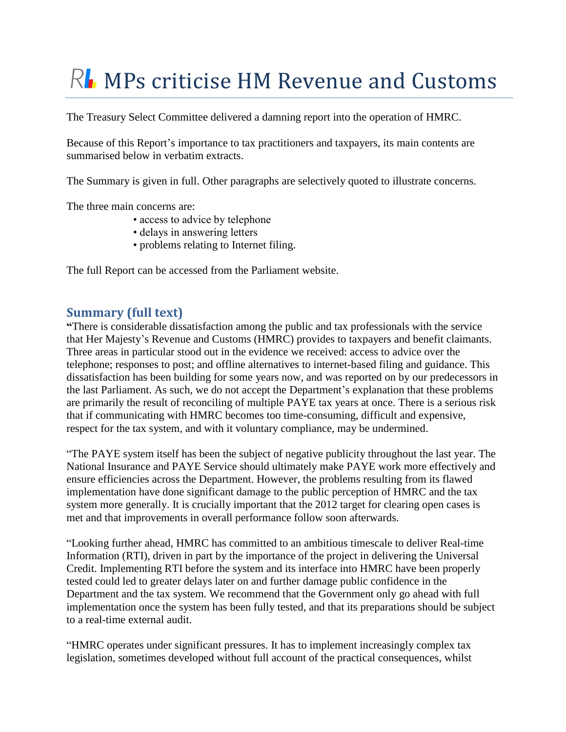# RL MPs criticise HM Revenue and Customs

The Treasury Select Committee delivered a damning report into the operation of HMRC.

Because of this Report's importance to tax practitioners and taxpayers, its main contents are summarised below in verbatim extracts.

The Summary is given in full. Other paragraphs are selectively quoted to illustrate concerns.

The three main concerns are:

- access to advice by telephone
- delays in answering letters
- problems relating to Internet filing.

The full Report can be accessed from the Parliament website.

## Summary (full text)

**"**There is considerable dissatisfaction among the public and tax professionals with the service that Her Majesty's Revenue and Customs (HMRC) provides to taxpayers and benefit claimants. Three areas in particular stood out in the evidence we received: access to advice over the telephone; responses to post; and offline alternatives to internet-based filing and guidance. This dissatisfaction has been building for some years now, and was reported on by our predecessors in the last Parliament. As such, we do not accept the Department's explanation that these problems are primarily the result of reconciling of multiple PAYE tax years at once. There is a serious risk that if communicating with HMRC becomes too time-consuming, difficult and expensive, respect for the tax system, and with it voluntary compliance, may be undermined.

"The PAYE system itself has been the subject of negative publicity throughout the last year. The National Insurance and PAYE Service should ultimately make PAYE work more effectively and ensure efficiencies across the Department. However, the problems resulting from its flawed implementation have done significant damage to the public perception of HMRC and the tax system more generally. It is crucially important that the 2012 target for clearing open cases is met and that improvements in overall performance follow soon afterwards.

"Looking further ahead, HMRC has committed to an ambitious timescale to deliver Real-time Information (RTI), driven in part by the importance of the project in delivering the Universal Credit. Implementing RTI before the system and its interface into HMRC have been properly tested could led to greater delays later on and further damage public confidence in the Department and the tax system. We recommend that the Government only go ahead with full implementation once the system has been fully tested, and that its preparations should be subject to a real-time external audit.

"HMRC operates under significant pressures. It has to implement increasingly complex tax legislation, sometimes developed without full account of the practical consequences, whilst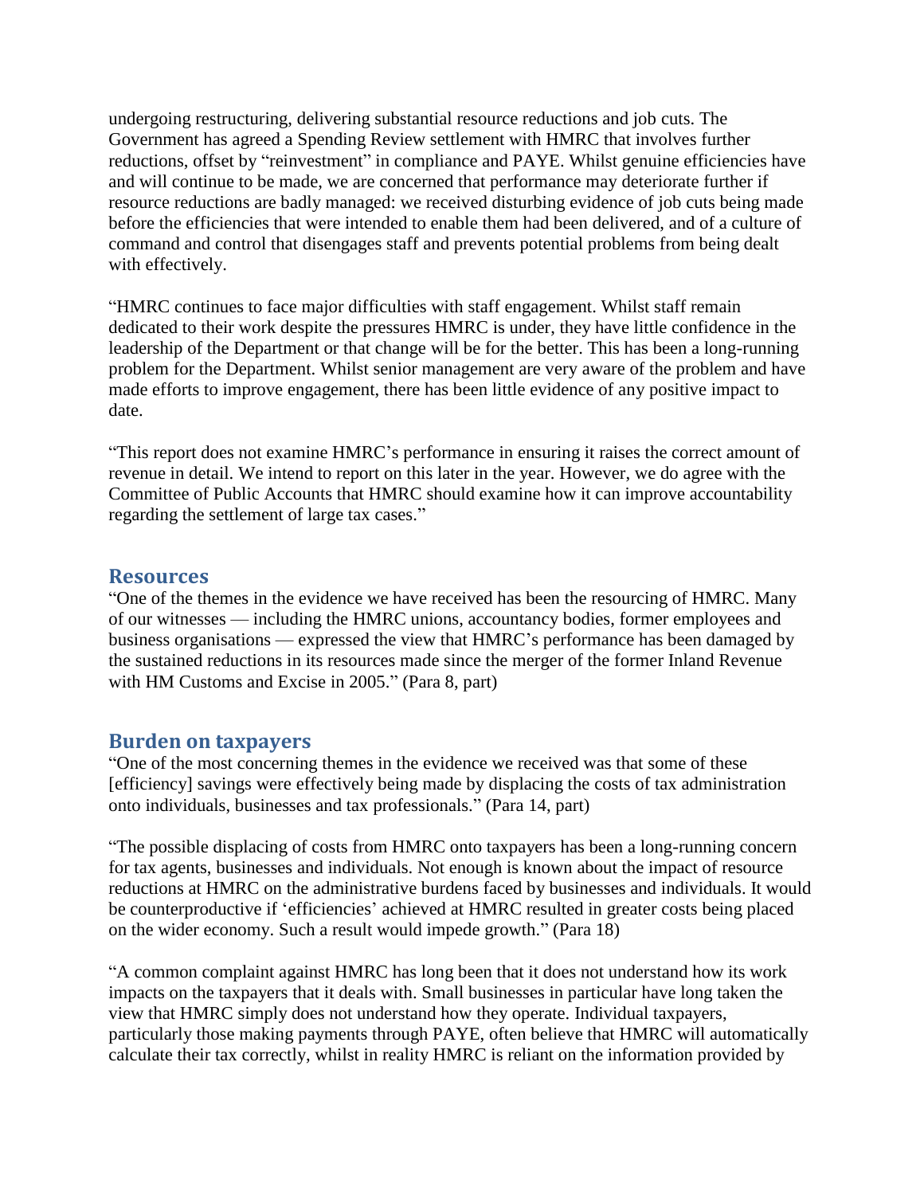undergoing restructuring, delivering substantial resource reductions and job cuts. The Government has agreed a Spending Review settlement with HMRC that involves further reductions, offset by "reinvestment" in compliance and PAYE. Whilst genuine efficiencies have and will continue to be made, we are concerned that performance may deteriorate further if resource reductions are badly managed: we received disturbing evidence of job cuts being made before the efficiencies that were intended to enable them had been delivered, and of a culture of command and control that disengages staff and prevents potential problems from being dealt with effectively.

"HMRC continues to face major difficulties with staff engagement. Whilst staff remain dedicated to their work despite the pressures HMRC is under, they have little confidence in the leadership of the Department or that change will be for the better. This has been a long-running problem for the Department. Whilst senior management are very aware of the problem and have made efforts to improve engagement, there has been little evidence of any positive impact to date.

"This report does not examine HMRC's performance in ensuring it raises the correct amount of revenue in detail. We intend to report on this later in the year. However, we do agree with the Committee of Public Accounts that HMRC should examine how it can improve accountability regarding the settlement of large tax cases."

## Resources

"One of the themes in the evidence we have received has been the resourcing of HMRC. Many of our witnesses — including the HMRC unions, accountancy bodies, former employees and business organisations — expressed the view that HMRC's performance has been damaged by the sustained reductions in its resources made since the merger of the former Inland Revenue with HM Customs and Excise in 2005." (Para 8, part)

## Burden on taxpayers

"One of the most concerning themes in the evidence we received was that some of these [efficiency] savings were effectively being made by displacing the costs of tax administration onto individuals, businesses and tax professionals." (Para 14, part)

"The possible displacing of costs from HMRC onto taxpayers has been a long-running concern for tax agents, businesses and individuals. Not enough is known about the impact of resource reductions at HMRC on the administrative burdens faced by businesses and individuals. It would be counterproductive if 'efficiencies' achieved at HMRC resulted in greater costs being placed on the wider economy. Such a result would impede growth." (Para 18)

"A common complaint against HMRC has long been that it does not understand how its work impacts on the taxpayers that it deals with. Small businesses in particular have long taken the view that HMRC simply does not understand how they operate. Individual taxpayers, particularly those making payments through PAYE, often believe that HMRC will automatically calculate their tax correctly, whilst in reality HMRC is reliant on the information provided by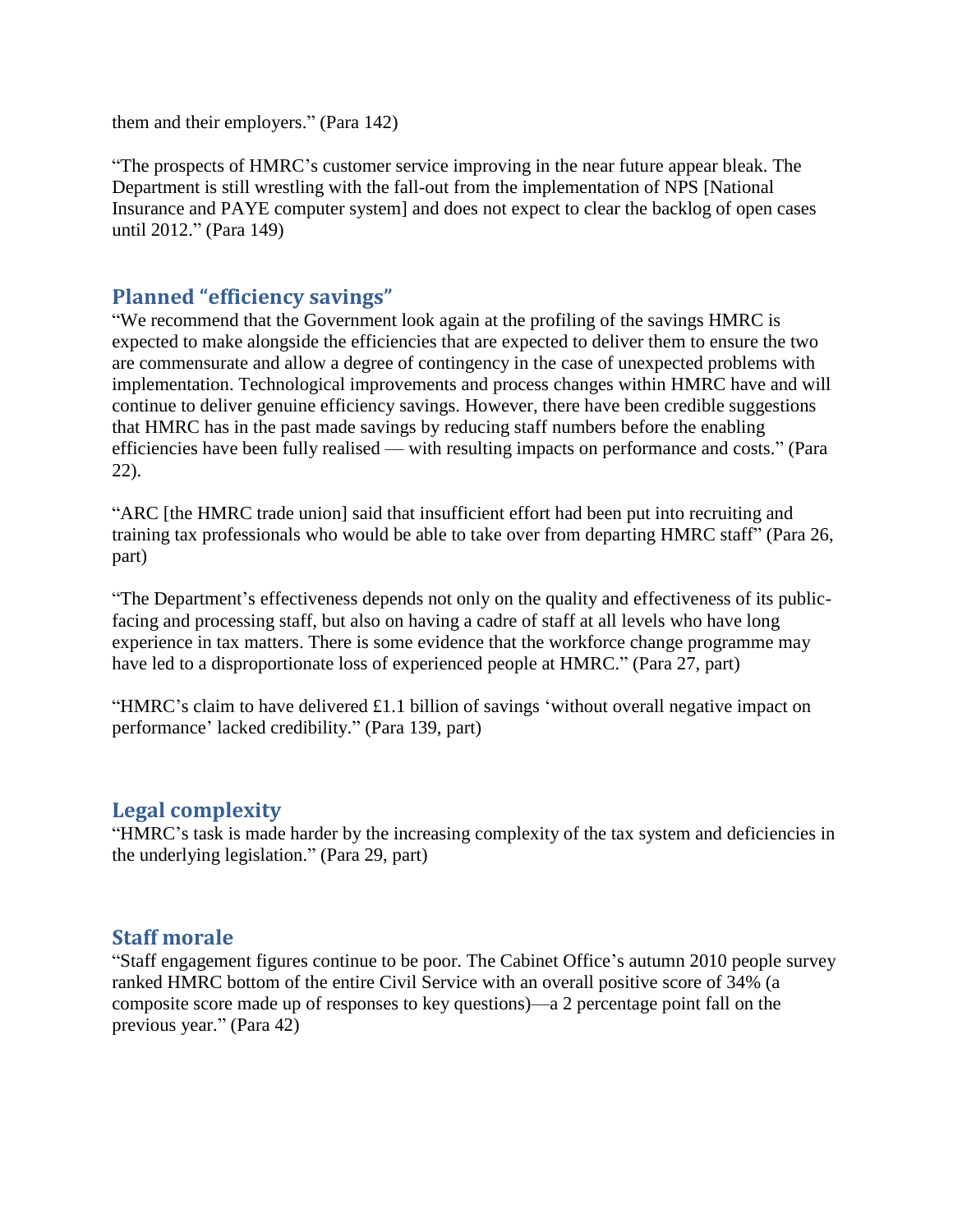them and their employers." (Para 142)

"The prospects of HMRC's customer service improving in the near future appear bleak. The Department is still wrestling with the fall-out from the implementation of NPS [National Insurance and PAYE computer system] and does not expect to clear the backlog of open cases until 2012." (Para 149)

## Planned "efficiency savings"

"We recommend that the Government look again at the profiling of the savings HMRC is expected to make alongside the efficiencies that are expected to deliver them to ensure the two are commensurate and allow a degree of contingency in the case of unexpected problems with implementation. Technological improvements and process changes within HMRC have and will continue to deliver genuine efficiency savings. However, there have been credible suggestions that HMRC has in the past made savings by reducing staff numbers before the enabling efficiencies have been fully realised — with resulting impacts on performance and costs." (Para 22).

"ARC [the HMRC trade union] said that insufficient effort had been put into recruiting and training tax professionals who would be able to take over from departing HMRC staff" (Para 26, part)

"The Department's effectiveness depends not only on the quality and effectiveness of its public-facing and processing staff, but also on having a cadre of staff at all levels who have long experience in tax matters. There is some evidence that the workforce change programme may have led to a disproportionate loss of experienced people at HMRC." (Para 27, part)

"HMRC's claim to have delivered £1.1 billion of savings 'without overall negative impact on performance' lacked credibility." (Para 139, part)

## Legal complexity

"HMRC's task is made harder by the increasing complexity of the tax system and deficiencies in the underlying legislation." (Para 29, part)

## Staff morale

"Staff engagement figures continue to be poor. The Cabinet Office's autumn 2010 people survey ranked HMRC bottom of the entire Civil Service with an overall positive score of 34% (a composite score made up of responses to key questions)—a 2 percentage point fall on the previous year." (Para 42)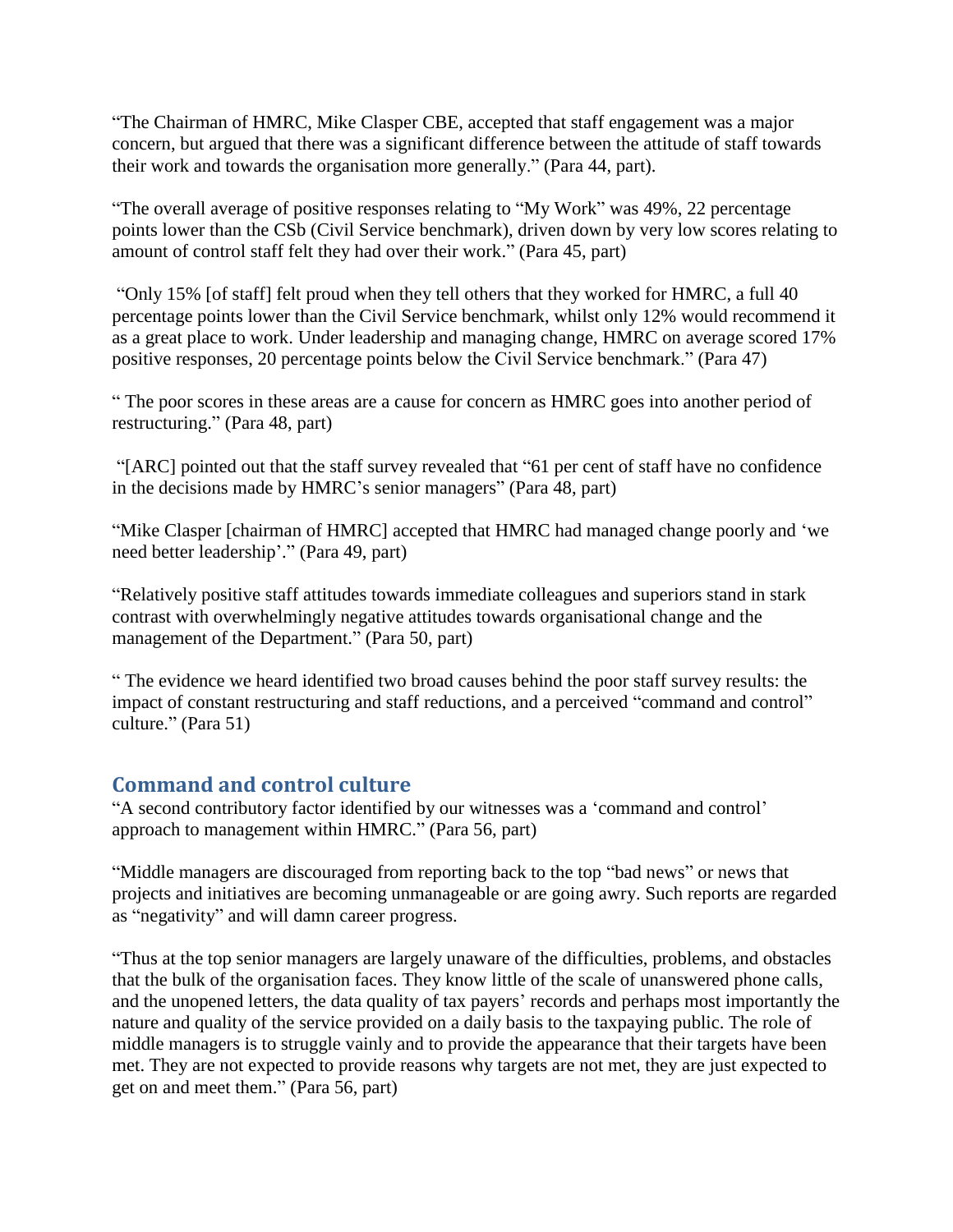"The Chairman of HMRC, Mike Clasper CBE, accepted that staff engagement was a major concern, but argued that there was a significant difference between the attitude of staff towards their work and towards the organisation more generally." (Para 44, part).

"The overall average of positive responses relating to "My Work" was 49%, 22 percentage points lower than the CSb (Civil Service benchmark), driven down by very low scores relating to amount of control staff felt they had over their work." (Para 45, part)

"Only 15% [of staff] felt proud when they tell others that they worked for HMRC, a full 40 percentage points lower than the Civil Service benchmark, whilst only 12% would recommend it as a great place to work. Under leadership and managing change, HMRC on average scored 17% positive responses, 20 percentage points below the Civil Service benchmark." (Para 47)

" The poor scores in these areas are a cause for concern as HMRC goes into another period of restructuring." (Para 48, part)

"[ARC] pointed out that the staff survey revealed that "61 per cent of staff have no confidence in the decisions made by HMRC's senior managers" (Para 48, part)

"Mike Clasper [chairman of HMRC] accepted that HMRC had managed change poorly and 'we need better leadership'." (Para 49, part)

"Relatively positive staff attitudes towards immediate colleagues and superiors stand in stark contrast with overwhelmingly negative attitudes towards organisational change and the management of the Department." (Para 50, part)

" The evidence we heard identified two broad causes behind the poor staff survey results: the impact of constant restructuring and staff reductions, and a perceived "command and control" culture." (Para 51)

## Command and control culture

"A second contributory factor identified by our witnesses was a 'command and control' approach to management within HMRC." (Para 56, part)

"Middle managers are discouraged from reporting back to the top "bad news" or news that projects and initiatives are becoming unmanageable or are going awry. Such reports are regarded as "negativity" and will damn career progress.

"Thus at the top senior managers are largely unaware of the difficulties, problems, and obstacles that the bulk of the organisation faces. They know little of the scale of unanswered phone calls, and the unopened letters, the data quality of tax payers' records and perhaps most importantly the nature and quality of the service provided on a daily basis to the taxpaying public. The role of middle managers is to struggle vainly and to provide the appearance that their targets have been met. They are not expected to provide reasons why targets are not met, they are just expected to get on and meet them." (Para 56, part)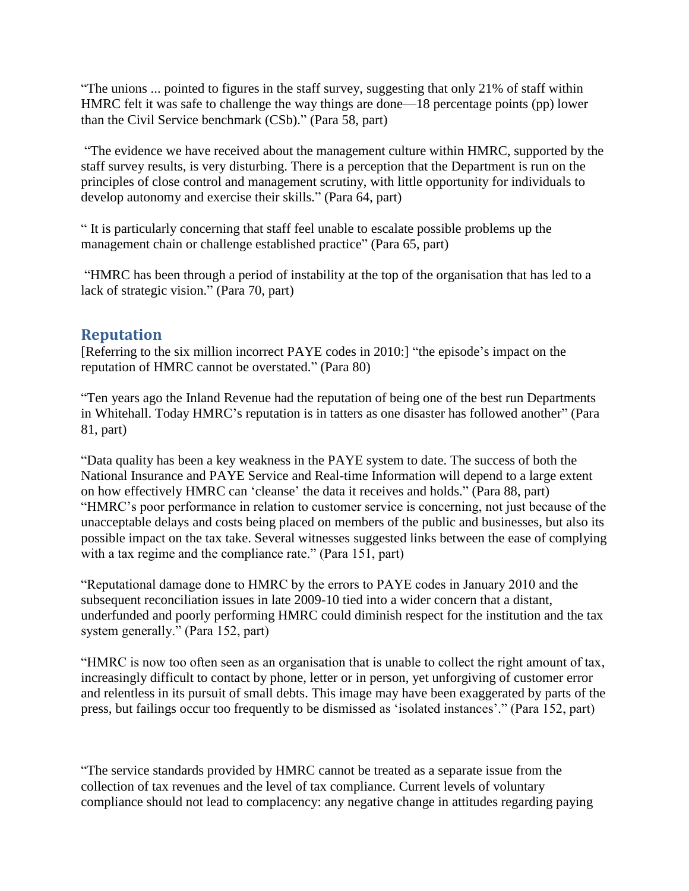"The unions ... pointed to figures in the staff survey, suggesting that only 21% of staff within HMRC felt it was safe to challenge the way things are done—18 percentage points (pp) lower than the Civil Service benchmark (CSb)." (Para 58, part)

"The evidence we have received about the management culture within HMRC, supported by the staff survey results, is very disturbing. There is a perception that the Department is run on the principles of close control and management scrutiny, with little opportunity for individuals to develop autonomy and exercise their skills." (Para 64, part)

" It is particularly concerning that staff feel unable to escalate possible problems up the management chain or challenge established practice" (Para 65, part)

"HMRC has been through a period of instability at the top of the organisation that has led to a lack of strategic vision." (Para 70, part)

## Reputation

[Referring to the six million incorrect PAYE codes in 2010:] "the episode's impact on the reputation of HMRC cannot be overstated." (Para 80)

"Ten years ago the Inland Revenue had the reputation of being one of the best run Departments in Whitehall. Today HMRC's reputation is in tatters as one disaster has followed another" (Para 81, part)

"Data quality has been a key weakness in the PAYE system to date. The success of both the National Insurance and PAYE Service and Real-time Information will depend to a large extent on how effectively HMRC can 'cleanse' the data it receives and holds." (Para 88, part)

"HMRC's poor performance in relation to customer service is concerning, not just because of the unacceptable delays and costs being placed on members of the public and businesses, but also its possible impact on the tax take. Several witnesses suggested links between the ease of complying with a tax regime and the compliance rate." (Para 151, part)

"Reputational damage done to HMRC by the errors to PAYE codes in January 2010 and the subsequent reconciliation issues in late 2009-10 tied into a wider concern that a distant, underfunded and poorly performing HMRC could diminish respect for the institution and the tax system generally." (Para 152, part)

"HMRC is now too often seen as an organisation that is unable to collect the right amount of tax, increasingly difficult to contact by phone, letter or in person, yet unforgiving of customer error and relentless in its pursuit of small debts. This image may have been exaggerated by parts of the press, but failings occur too frequently to be dismissed as 'isolated instances'." (Para 152, part)

"The service standards provided by HMRC cannot be treated as a separate issue from the collection of tax revenues and the level of tax compliance. Current levels of voluntary compliance should not lead to complacency: any negative change in attitudes regarding paying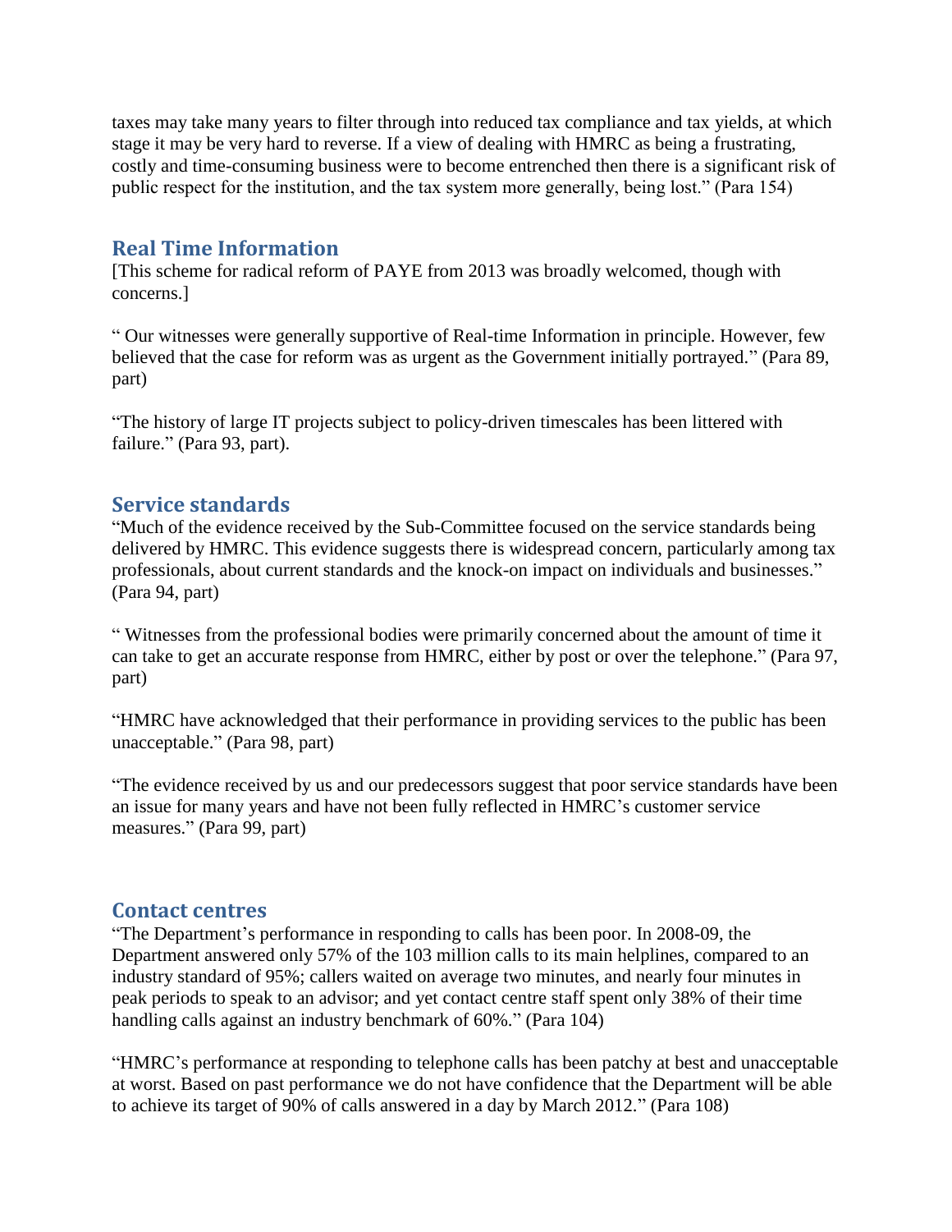taxes may take many years to filter through into reduced tax compliance and tax yields, at which stage it may be very hard to reverse. If a view of dealing with HMRC as being a frustrating, costly and time-consuming business were to become entrenched then there is a significant risk of public respect for the institution, and the tax system more generally, being lost." (Para 154)

## Real Time Information

[This scheme for radical reform of PAYE from 2013 was broadly welcomed, though with concerns.]

" Our witnesses were generally supportive of Real-time Information in principle. However, few believed that the case for reform was as urgent as the Government initially portrayed." (Para 89, part)

"The history of large IT projects subject to policy-driven timescales has been littered with failure." (Para 93, part).

## Service standards

"Much of the evidence received by the Sub-Committee focused on the service standards being delivered by HMRC. This evidence suggests there is widespread concern, particularly among tax professionals, about current standards and the knock-on impact on individuals and businesses." (Para 94, part)

" Witnesses from the professional bodies were primarily concerned about the amount of time it can take to get an accurate response from HMRC, either by post or over the telephone." (Para 97, part)

"HMRC have acknowledged that their performance in providing services to the public has been unacceptable." (Para 98, part)

"The evidence received by us and our predecessors suggest that poor service standards have been an issue for many years and have not been fully reflected in HMRC's customer service measures." (Para 99, part)

## Contact centres

"The Department's performance in responding to calls has been poor. In 2008-09, the Department answered only 57% of the 103 million calls to its main helplines, compared to an industry standard of 95%; callers waited on average two minutes, and nearly four minutes in peak periods to speak to an advisor; and yet contact centre staff spent only 38% of their time handling calls against an industry benchmark of 60%." (Para 104)

"HMRC's performance at responding to telephone calls has been patchy at best and unacceptable at worst. Based on past performance we do not have confidence that the Department will be able to achieve its target of 90% of calls answered in a day by March 2012." (Para 108)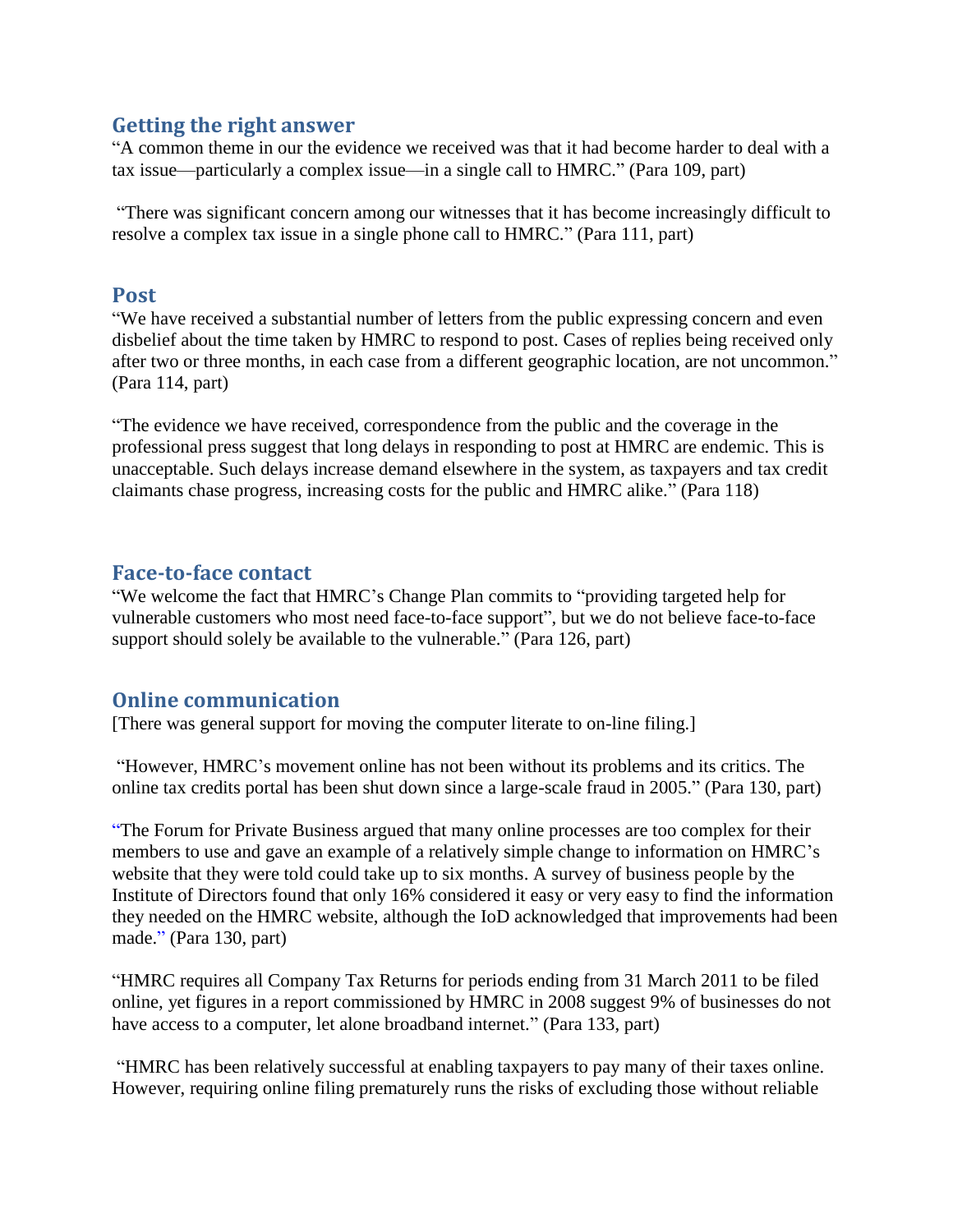## Getting the right answer

"A common theme in our the evidence we received was that it had become harder to deal with a tax issue—particularly a complex issue—in a single call to HMRC." (Para 109, part)

"There was significant concern among our witnesses that it has become increasingly difficult to resolve a complex tax issue in a single phone call to HMRC." (Para 111, part)

## Post

"We have received a substantial number of letters from the public expressing concern and even disbelief about the time taken by HMRC to respond to post. Cases of replies being received only after two or three months, in each case from a different geographic location, are not uncommon." (Para 114, part)

"The evidence we have received, correspondence from the public and the coverage in the professional press suggest that long delays in responding to post at HMRC are endemic. This is unacceptable. Such delays increase demand elsewhere in the system, as taxpayers and tax credit claimants chase progress, increasing costs for the public and HMRC alike." (Para 118)

## Face-to-face contact

"We welcome the fact that HMRC's Change Plan commits to "providing targeted help for vulnerable customers who most need face-to-face support", but we do not believe face-to-face support should solely be available to the vulnerable." (Para 126, part)

## Online communication

[There was general support for moving the computer literate to on-line filing.]

"However, HMRC's movement online has not been without its problems and its critics. The online tax credits portal has been shut down since a large-scale fraud in 2005." (Para 130, part)

"The Forum for Private Business argued that many online processes are too complex for their members to use and gave an example of a relatively simple change to information on HMRC's website that they were told could take up to six months. A survey of business people by the Institute of Directors found that only 16% considered it easy or very easy to find the information they needed on the HMRC website, although the IoD acknowledged that improvements had been made." (Para 130, part)

"HMRC requires all Company Tax Returns for periods ending from 31 March 2011 to be filed online, yet figures in a report commissioned by HMRC in 2008 suggest 9% of businesses do not have access to a computer, let alone broadband internet." (Para 133, part)

"HMRC has been relatively successful at enabling taxpayers to pay many of their taxes online. However, requiring online filing prematurely runs the risks of excluding those without reliable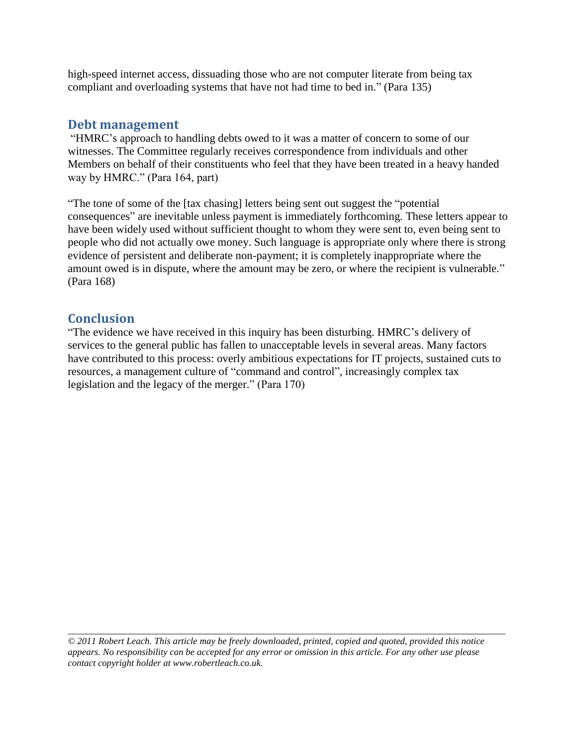high-speed internet access, dissuading those who are not computer literate from being tax compliant and overloading systems that have not had time to bed in." (Para 135)

## Debt management

"HMRC's approach to handling debts owed to it was a matter of concern to some of our witnesses. The Committee regularly receives correspondence from individuals and other Members on behalf of their constituents who feel that they have been treated in a heavy handed way by HMRC." (Para 164, part)

"The tone of some of the [tax chasing] letters being sent out suggest the "potential consequences" are inevitable unless payment is immediately forthcoming. These letters appear to have been widely used without sufficient thought to whom they were sent to, even being sent to people who did not actually owe money. Such language is appropriate only where there is strong evidence of persistent and deliberate non-payment; it is completely inappropriate where the amount owed is in dispute, where the amount may be zero, or where the recipient is vulnerable." (Para 168)

## Conclusion

"The evidence we have received in this inquiry has been disturbing. HMRC's delivery of services to the general public has fallen to unacceptable levels in several areas. Many factors have contributed to this process: overly ambitious expectations for IT projects, sustained cuts to resources, a management culture of "command and control", increasingly complex tax legislation and the legacy of the merger." (Para 170)

---

*© 2011 Robert Leach. This article may be freely downloaded, printed, copied and quoted, provided this notice appears. No responsibility can be accepted for any error or omission in this article. For any other use please contact copyright holder at www.robertleach.co.uk.*